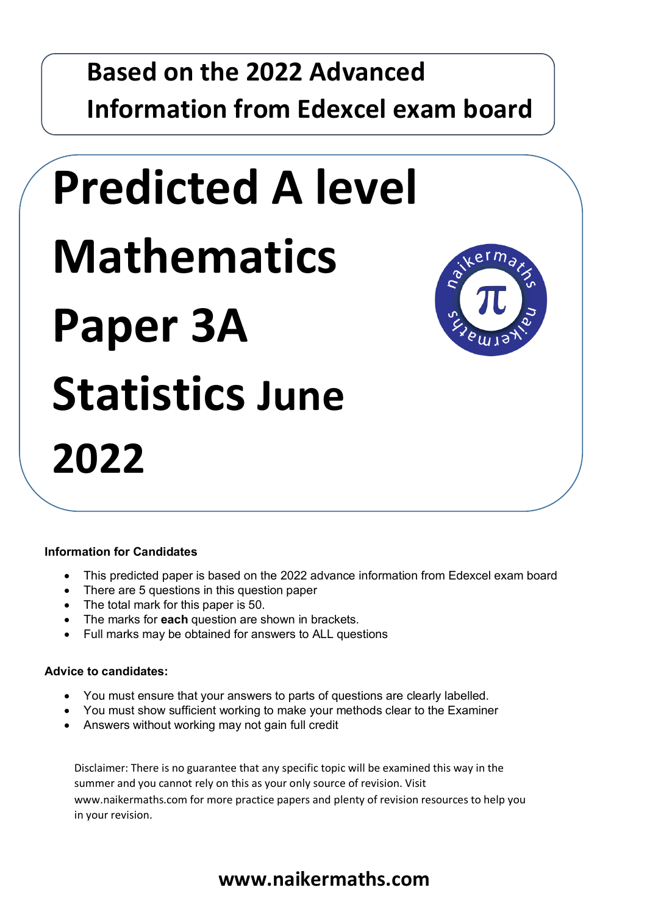**Based on the 2022 Advanced Information from Edexcel exam board**

# Predicted A level Mathematics Paper 3A Statistics June 2022

**Information for Candidates**

- This predicted paper is based on the 2022 advance information from Edexcel exam board
- There are 5 questions in this question paper
- The total mark for this paper is 50.
- The marks for **each** question are shown in brackets.
- Full marks may be obtained for answers to ALL questions

**Advice to candidates:**

- You must ensure that your answers to parts of questions are clearly labelled.
- You must show sufficient working to make your methods clear to the Examiner
- Answers without working may not gain full credit

Disclaimer: There is no guarantee that any specific topic will be examined this way in the summer and you cannot rely on this as your only source of revision. Visit www.naikermaths.com for more practice papers and plenty of revision resources to help you in your revision.

**www.naikermaths.com**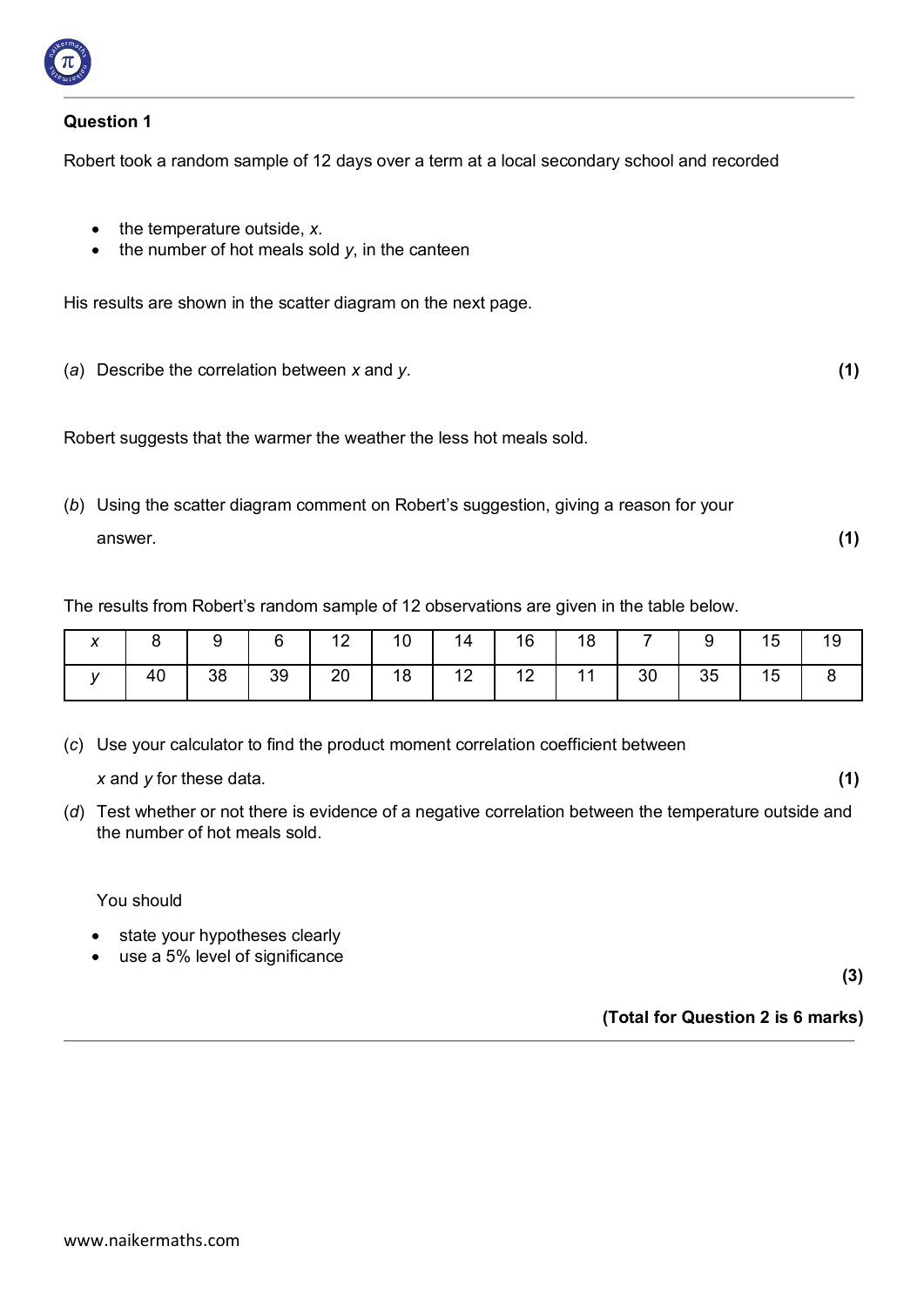## Question 1

Robert took a random sample of 12 days over a term at a local secondary school and recorded

- the temperature outside, $x$.
- the number of hot meals sold $y$, in the canteen

His results are shown in the scatter diagram on the next page.

(*a*) Describe the correlation between $x$ and $y$. **(1)**

Robert suggests that the warmer the weather the less hot meals sold.

(*b*) Using the scatter diagram comment on Robert's suggestion, giving a reason for your answer. **(1)**

The results from Robert's random sample of 12 observations are given in the table below.

| $x$ | 8 | 9 | 6 | 12 | 10 | 14 | 16 | 18 | 7 | 9 | 15 | 19 |
|---|---|---|---|---|---|---|---|---|---|---|---|---|
| $y$ | 40 | 38 | 39 | 20 | 18 | 12 | 12 | 11 | 30 | 35 | 15 | 8 |

(*c*) Use your calculator to find the product moment correlation coefficient between $x$ and $y$ for these data. **(1)**

(*d*) Test whether or not there is evidence of a negative correlation between the temperature outside and the number of hot meals sold.

You should

- state your hypotheses clearly
- use a 5% level of significance

**(3)**

**(Total for Question 2 is 6 marks)**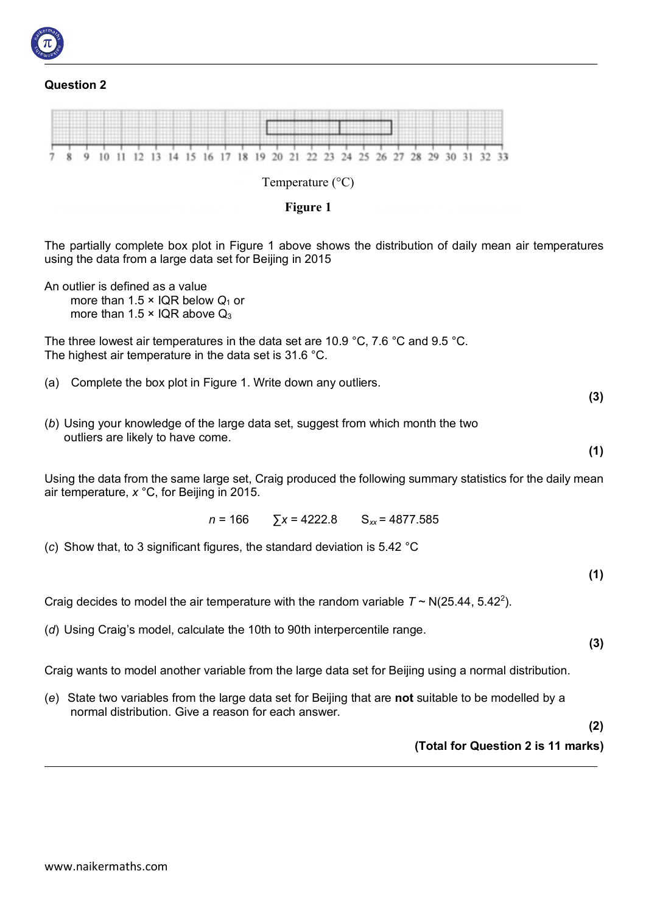## Question 2

Temperature (°C)

**Figure 1**

The partially complete box plot in Figure 1 above shows the distribution of daily mean air temperatures using the data from a large data set for Beijing in 2015

An outlier is defined as a value
more than 1.5 × IQR below $Q_1$ or
more than 1.5 × IQR above $Q_3$

The three lowest air temperatures in the data set are 10.9 °C, 7.6 °C and 9.5 °C.
The highest air temperature in the data set is 31.6 °C.

(a) Complete the box plot in Figure 1. Write down any outliers.

**(3)**

(*b*) Using your knowledge of the large data set, suggest from which month the two outliers are likely to have come.

**(1)**

Using the data from the same large set, Craig produced the following summary statistics for the daily mean air temperature, $x$ °C, for Beijing in 2015.

$$n = 166 \qquad \sum x = 4222.8 \qquad S_{xx} = 4877.585$$

(*c*) Show that, to 3 significant figures, the standard deviation is 5.42 °C

**(1)**

Craig decides to model the air temperature with the random variable $T \sim \text{N}(25.44, 5.42^2)$.

(*d*) Using Craig's model, calculate the 10th to 90th interpercentile range.

**(3)**

Craig wants to model another variable from the large data set for Beijing using a normal distribution.

(*e*) State two variables from the large data set for Beijing that are **not** suitable to be modelled by a normal distribution. Give a reason for each answer.

**(2)**

**(Total for Question 2 is 11 marks)**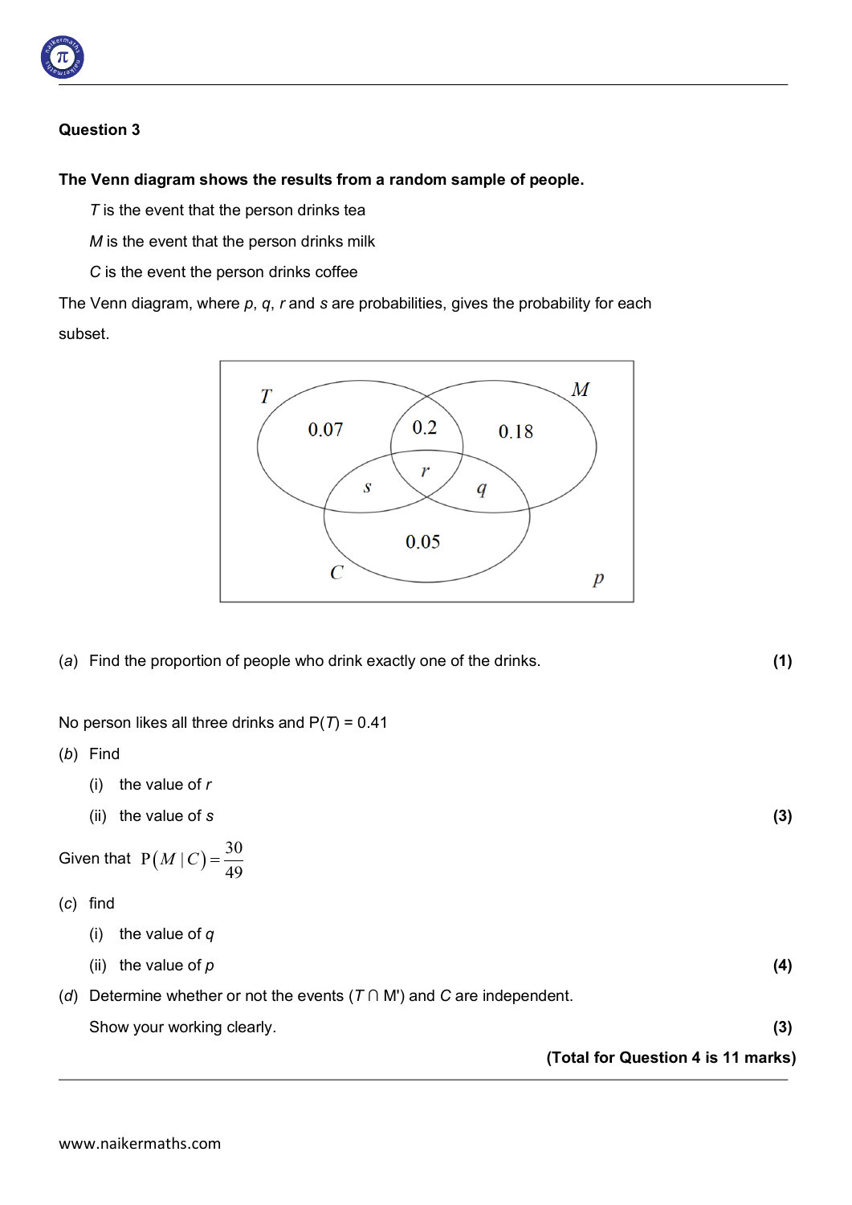## Question 3

**The Venn diagram shows the results from a random sample of people.**

$T$ is the event that the person drinks tea

$M$ is the event that the person drinks milk

$C$ is the event the person drinks coffee

The Venn diagram, where $p$, $q$, $r$ and $s$ are probabilities, gives the probability for each subset.

(a) Find the proportion of people who drink exactly one of the drinks. **(1)**

No person likes all three drinks and $P(T) = 0.41$

(b) Find

(i) the value of $r$

(ii) the value of $s$ **(3)**

Given that $P(M \mid C) = \dfrac{30}{49}$

(c) find

(i) the value of $q$

(ii) the value of $p$ **(4)**

(d) Determine whether or not the events $(T \cap M')$ and $C$ are independent.

Show your working clearly. **(3)**

**(Total for Question 4 is 11 marks)**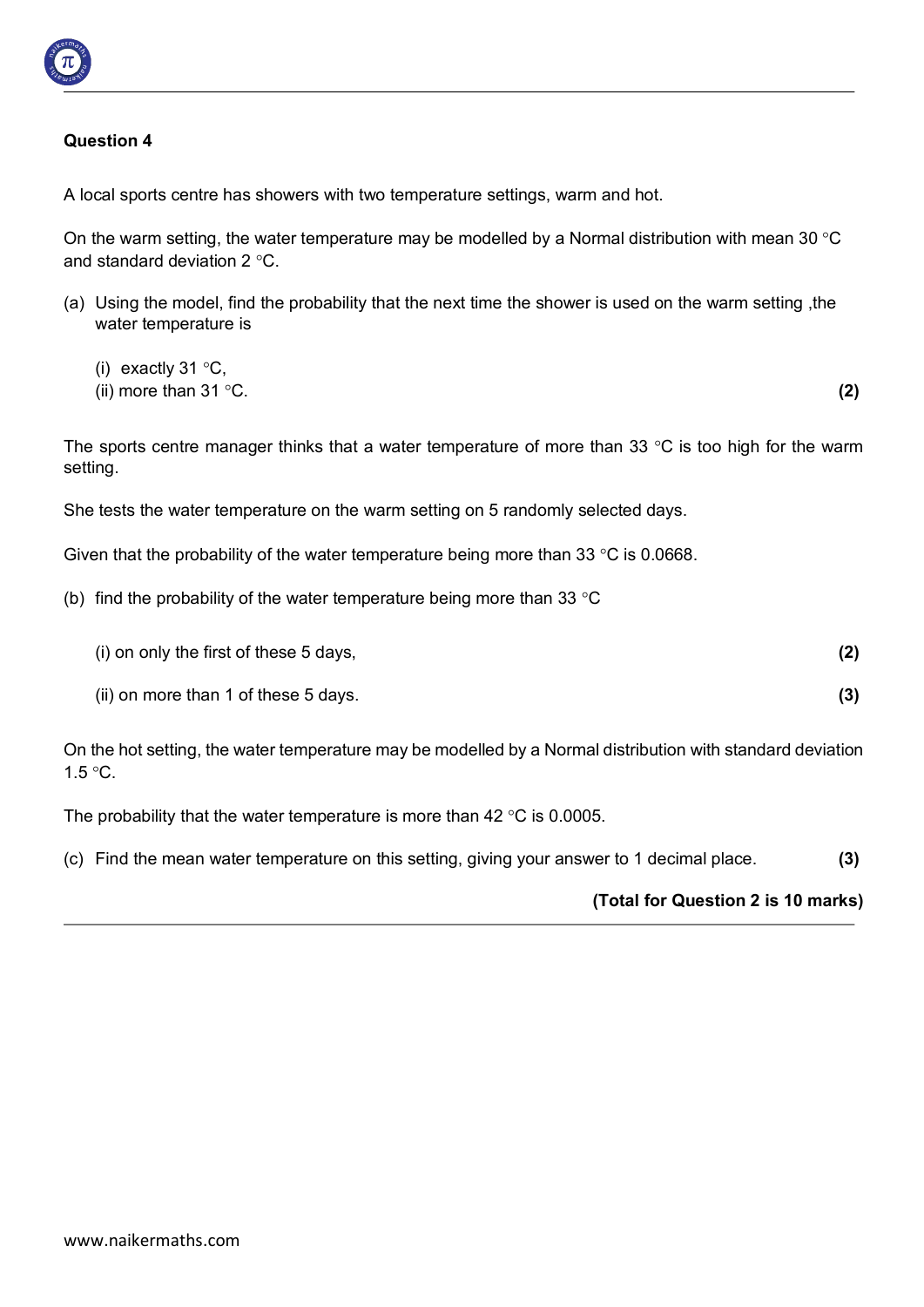### Question 4

A local sports centre has showers with two temperature settings, warm and hot.

On the warm setting, the water temperature may be modelled by a Normal distribution with mean 30 °C and standard deviation 2 °C.

(a) Using the model, find the probability that the next time the shower is used on the warm setting ,the water temperature is

(i) exactly 31 °C,
(ii) more than 31 °C. **(2)**

The sports centre manager thinks that a water temperature of more than 33 °C is too high for the warm setting.

She tests the water temperature on the warm setting on 5 randomly selected days.

Given that the probability of the water temperature being more than 33 °C is 0.0668.

(b) find the probability of the water temperature being more than 33 °C

(i) on only the first of these 5 days, **(2)**

(ii) on more than 1 of these 5 days. **(3)**

On the hot setting, the water temperature may be modelled by a Normal distribution with standard deviation 1.5 °C.

The probability that the water temperature is more than 42 °C is 0.0005.

(c) Find the mean water temperature on this setting, giving your answer to 1 decimal place. **(3)**

**(Total for Question 2 is 10 marks)**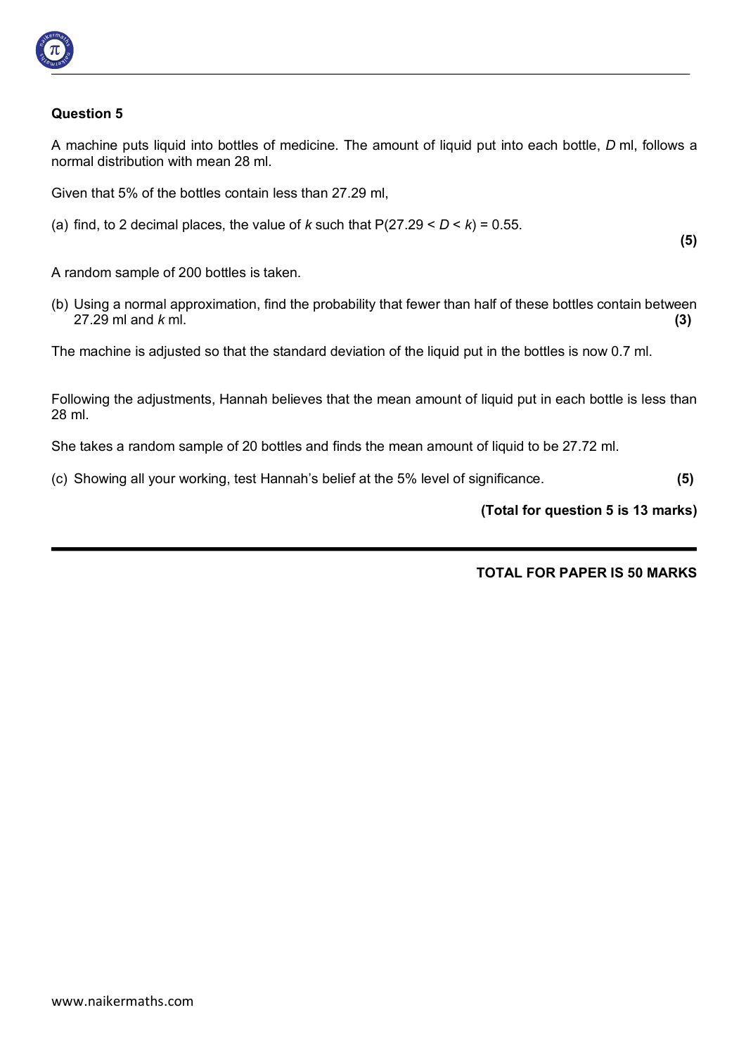### Question 5

A machine puts liquid into bottles of medicine. The amount of liquid put into each bottle, $D$ ml, follows a normal distribution with mean 28 ml.

Given that 5% of the bottles contain less than 27.29 ml,

(a) find, to 2 decimal places, the value of $k$ such that $P(27.29 < D < k) = 0.55$.

**(5)**

A random sample of 200 bottles is taken.

(b) Using a normal approximation, find the probability that fewer than half of these bottles contain between 27.29 ml and $k$ ml.

**(3)**

The machine is adjusted so that the standard deviation of the liquid put in the bottles is now 0.7 ml.

Following the adjustments, Hannah believes that the mean amount of liquid put in each bottle is less than 28 ml.

She takes a random sample of 20 bottles and finds the mean amount of liquid to be 27.72 ml.

(c) Showing all your working, test Hannah's belief at the 5% level of significance.

**(5)**

**(Total for question 5 is 13 marks)**

---

**TOTAL FOR PAPER IS 50 MARKS**